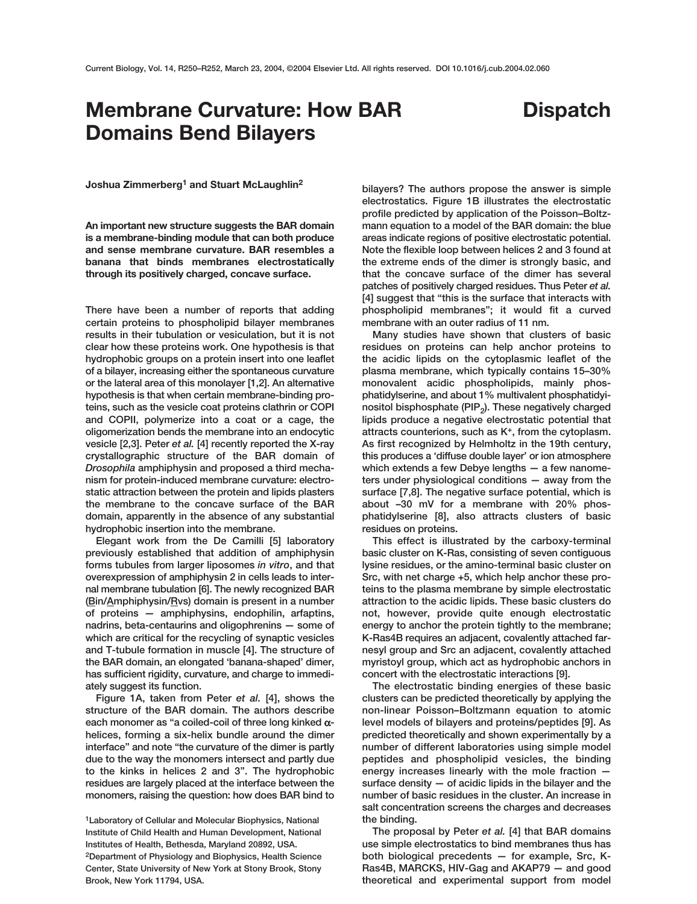# Membrane Curvature: How BAR Domains Bend Bilayers

Dispatch

**Joshua Zimmerberg[1] and Stuart McLaughlin[2]**

**An important new structure suggests the BAR domain is a membrane-binding module that can both produce and sense membrane curvature. BAR resembles a banana that binds membranes electrostatically through its positively charged, concave surface.**

There have been a number of reports that adding certain proteins to phospholipid bilayer membranes results in their tubulation or vesiculation, but it is not clear how these proteins work. One hypothesis is that hydrophobic groups on a protein insert into one leaflet of a bilayer, increasing either the spontaneous curvature or the lateral area of this monolayer [1,2]. An alternative hypothesis is that when certain membrane-binding proteins, such as the vesicle coat proteins clathrin or COPI and COPII, polymerize into a coat or a cage, the oligomerization bends the membrane into an endocytic vesicle [2,3]. Peter *et al.* [4] recently reported the X-ray crystallographic structure of the BAR domain of *Drosophila* amphiphysin and proposed a third mechanism for protein-induced membrane curvature: electrostatic attraction between the protein and lipids plasters the membrane to the concave surface of the BAR domain, apparently in the absence of any substantial hydrophobic insertion into the membrane.

Elegant work from the De Camilli [5] laboratory previously established that addition of amphiphysin forms tubules from larger liposomes *in vitro*, and that overexpression of amphiphysin 2 in cells leads to internal membrane tubulation [6]. The newly recognized BAR (Bin/Amphiphysin/Rvs) domain is present in a number of proteins — amphiphysins, endophilin, arfaptins, nadrins, beta-centaurins and oligophrenins — some of which are critical for the recycling of synaptic vesicles and T-tubule formation in muscle [4]. The structure of the BAR domain, an elongated 'banana-shaped' dimer, has sufficient rigidity, curvature, and charge to immediately suggest its function.

Figure 1A, taken from Peter *et al.* [4], shows the structure of the BAR domain. The authors describe each monomer as "a coiled-coil of three long kinked α-helices, forming a six-helix bundle around the dimer interface" and note "the curvature of the dimer is partly due to the way the monomers intersect and partly due to the kinks in helices 2 and 3". The hydrophobic residues are largely placed at the interface between the monomers, raising the question: how does BAR bind to bilayers? The authors propose the answer is simple electrostatics. Figure 1B illustrates the electrostatic profile predicted by application of the Poisson–Boltzmann equation to a model of the BAR domain: the blue areas indicate regions of positive electrostatic potential. Note the flexible loop between helices 2 and 3 found at the extreme ends of the dimer is strongly basic, and that the concave surface of the dimer has several patches of positively charged residues. Thus Peter *et al.* [4] suggest that "this is the surface that interacts with phospholipid membranes"; it would fit a curved membrane with an outer radius of 11 nm.

Many studies have shown that clusters of basic residues on proteins can help anchor proteins to the acidic lipids on the cytoplasmic leaflet of the plasma membrane, which typically contains 15–30% monovalent acidic phospholipids, mainly phosphatidylserine, and about 1% multivalent phosphatidyinositol bisphosphate ($PIP_2$). These negatively charged lipids produce a negative electrostatic potential that attracts counterions, such as $K^+$, from the cytoplasm. As first recognized by Helmholtz in the 19th century, this produces a 'diffuse double layer' or ion atmosphere which extends a few Debye lengths — a few nanometers under physiological conditions — away from the surface [7,8]. The negative surface potential, which is about –30 mV for a membrane with 20% phosphatidylserine [8], also attracts clusters of basic residues on proteins.

This effect is illustrated by the carboxy-terminal basic cluster on K-Ras, consisting of seven contiguous lysine residues, or the amino-terminal basic cluster on Src, with net charge +5, which help anchor these proteins to the plasma membrane by simple electrostatic attraction to the acidic lipids. These basic clusters do not, however, provide quite enough electrostatic energy to anchor the protein tightly to the membrane; K-Ras4B requires an adjacent, covalently attached farnesyl group and Src an adjacent, covalently attached myristoyl group, which act as hydrophobic anchors in concert with the electrostatic interactions [9].

The electrostatic binding energies of these basic clusters can be predicted theoretically by applying the non-linear Poisson–Boltzmann equation to atomic level models of bilayers and proteins/peptides [9]. As predicted theoretically and shown experimentally by a number of different laboratories using simple model peptides and phospholipid vesicles, the binding energy increases linearly with the mole fraction — surface density — of acidic lipids in the bilayer and the number of basic residues in the cluster. An increase in salt concentration screens the charges and decreases the binding.

The proposal by Peter *et al.* [4] that BAR domains use simple electrostatics to bind membranes thus has both biological precedents — for example, Src, K-Ras4B, MARCKS, HIV-Gag and AKAP79 — and good theoretical and experimental support from model

[1]Laboratory of Cellular and Molecular Biophysics, National Institute of Child Health and Human Development, National Institutes of Health, Bethesda, Maryland 20892, USA.
[2]Department of Physiology and Biophysics, Health Science Center, State University of New York at Stony Brook, Stony Brook, New York 11794, USA.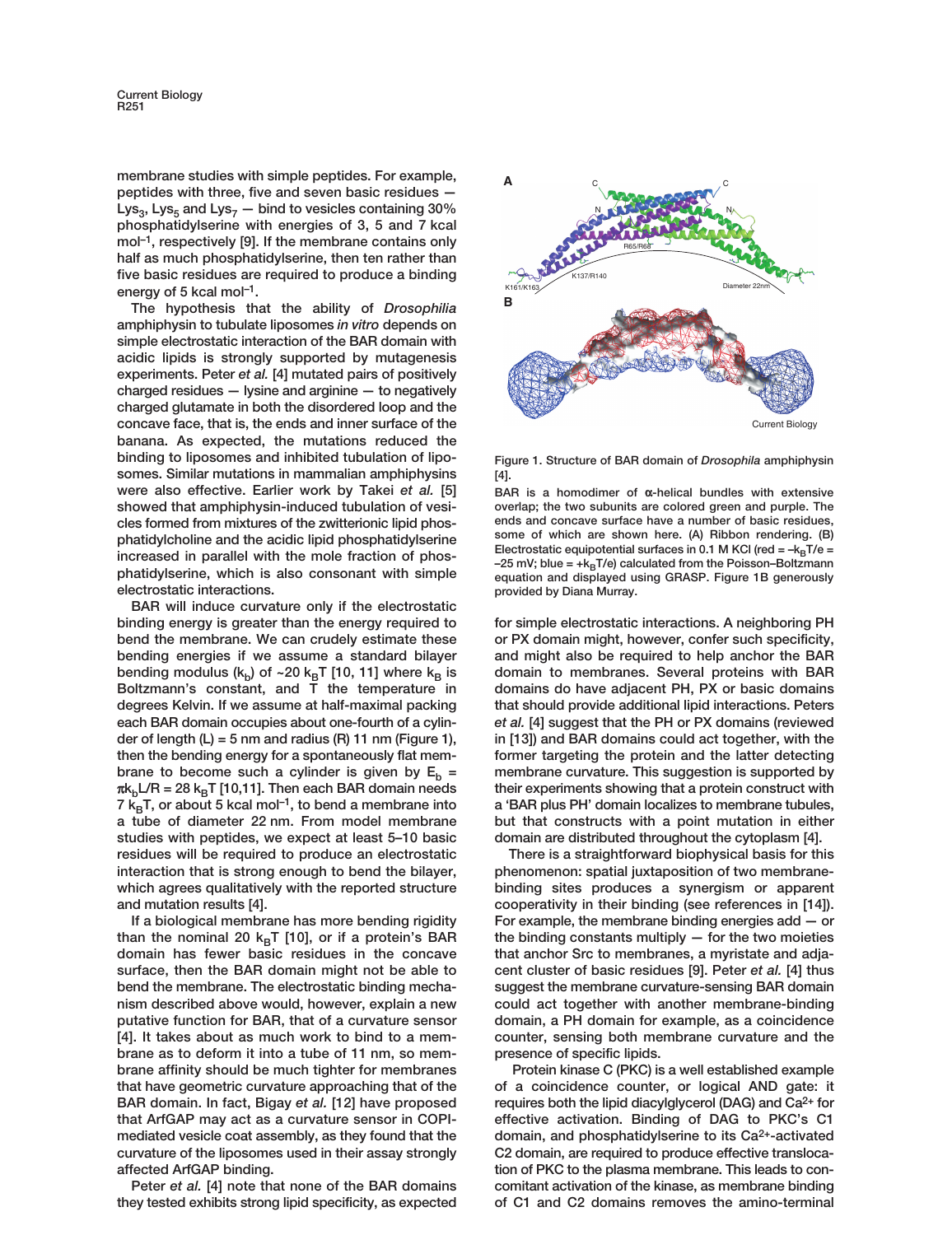membrane studies with simple peptides. For example, peptides with three, five and seven basic residues — $Lys_3$, $Lys_5$ and $Lys_7$ — bind to vesicles containing 30% phosphatidylserine with energies of 3, 5 and 7 kcal $mol^{-1}$, respectively [9]. If the membrane contains only half as much phosphatidylserine, then ten rather than five basic residues are required to produce a binding energy of 5 kcal $mol^{-1}$.

The hypothesis that the ability of *Drosophilia* amphiphysin to tubulate liposomes *in vitro* depends on simple electrostatic interaction of the BAR domain with acidic lipids is strongly supported by mutagenesis experiments. Peter *et al.* [4] mutated pairs of positively charged residues — lysine and arginine — to negatively charged glutamate in both the disordered loop and the concave face, that is, the ends and inner surface of the banana. As expected, the mutations reduced the binding to liposomes and inhibited tubulation of liposomes. Similar mutations in mammalian amphiphysins were also effective. Earlier work by Takei *et al.* [5] showed that amphiphysin-induced tubulation of vesicles formed from mixtures of the zwitterionic lipid phosphatidylcholine and the acidic lipid phosphatidylserine increased in parallel with the mole fraction of phosphatidylserine, which is also consonant with simple electrostatic interactions.

BAR will induce curvature only if the electrostatic binding energy is greater than the energy required to bend the membrane. We can crudely estimate these bending energies if we assume a standard bilayer bending modulus ($k_b$) of ~20 $k_BT$ [10, 11] where $k_B$ is Boltzmann's constant, and T the temperature in degrees Kelvin. If we assume at half-maximal packing each BAR domain occupies about one-fourth of a cylinder of length (L) = 5 nm and radius (R) 11 nm (Figure 1), then the bending energy for a spontaneously flat membrane to become such a cylinder is given by $E_b = \pi k_b L/R = 28\ k_BT$ [10,11]. Then each BAR domain needs 7 $k_BT$, or about 5 kcal $mol^{-1}$, to bend a membrane into a tube of diameter 22 nm. From model membrane studies with peptides, we expect at least 5–10 basic residues will be required to produce an electrostatic interaction that is strong enough to bend the bilayer, which agrees qualitatively with the reported structure and mutation results [4].

If a biological membrane has more bending rigidity than the nominal 20 $k_BT$ [10], or if a protein's BAR domain has fewer basic residues in the concave surface, then the BAR domain might not be able to bend the membrane. The electrostatic binding mechanism described above would, however, explain a new putative function for BAR, that of a curvature sensor [4]. It takes about as much work to bind to a membrane as to deform it into a tube of 11 nm, so membrane affinity should be much tighter for membranes that have geometric curvature approaching that of the BAR domain. In fact, Bigay *et al.* [12] have proposed that ArfGAP may act as a curvature sensor in COPI-mediated vesicle coat assembly, as they found that the curvature of the liposomes used in their assay strongly affected ArfGAP binding.

Peter *et al.* [4] note that none of the BAR domains they tested exhibits strong lipid specificity, as expected for simple electrostatic interactions. A neighboring PH or PX domain might, however, confer such specificity, and might also be required to help anchor the BAR domain to membranes. Several proteins with BAR domains do have adjacent PH, PX or basic domains that should provide additional lipid interactions. Peters *et al.* [4] suggest that the PH or PX domains (reviewed in [13]) and BAR domains could act together, with the former targeting the protein and the latter detecting membrane curvature. This suggestion is supported by their experiments showing that a protein construct with a 'BAR plus PH' domain localizes to membrane tubules, but that constructs with a point mutation in either domain are distributed throughout the cytoplasm [4].

There is a straightforward biophysical basis for this phenomenon: spatial juxtaposition of two membrane-binding sites produces a synergism or apparent cooperativity in their binding (see references in [14]). For example, the membrane binding energies add — or the binding constants multiply — for the two moieties that anchor Src to membranes, a myristate and adjacent cluster of basic residues [9]. Peter *et al.* [4] thus suggest the membrane curvature-sensing BAR domain could act together with another membrane-binding domain, a PH domain for example, as a coincidence counter, sensing both membrane curvature and the presence of specific lipids.

Protein kinase C (PKC) is a well established example of a coincidence counter, or logical AND gate: it requires both the lipid diacylglycerol (DAG) and $Ca^{2+}$ for effective activation. Binding of DAG to PKC's C1 domain, and phosphatidylserine to its $Ca^{2+}$-activated C2 domain, are required to produce effective translocation of PKC to the plasma membrane. This leads to concomitant activation of the kinase, as membrane binding of C1 and C2 domains removes the amino-terminal

Figure 1. Structure of BAR domain of *Drosophila* amphiphysin [4].

BAR is a homodimer of α-helical bundles with extensive overlap; the two subunits are colored green and purple. The ends and concave surface have a number of basic residues, some of which are shown here. (A) Ribbon rendering. (B) Electrostatic equipotential surfaces in 0.1 M KCl (red = $-k_BT/e$ = −25 mV; blue = $+k_BT/e$) calculated from the Poisson–Boltzmann equation and displayed using GRASP. Figure 1B generously provided by Diana Murray.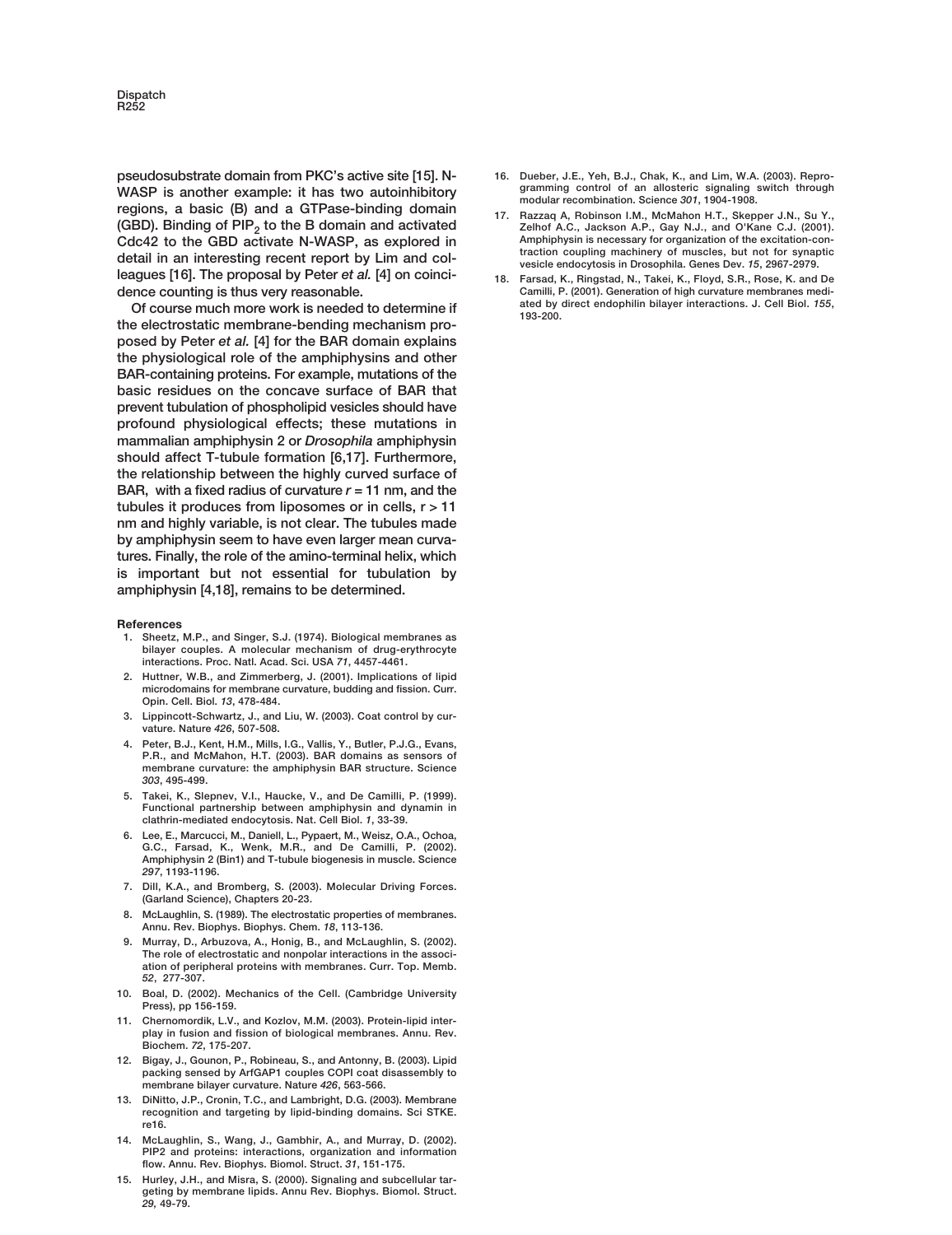pseudosubstrate domain from PKC's active site [15]. N-WASP is another example: it has two autoinhibitory regions, a basic (B) and a GTPase-binding domain (GBD). Binding of $PIP_2$ to the B domain and activated Cdc42 to the GBD activate N-WASP, as explored in detail in an interesting recent report by Lim and colleagues [16]. The proposal by Peter *et al.* [4] on coincidence counting is thus very reasonable.

Of course much more work is needed to determine if the electrostatic membrane-bending mechanism proposed by Peter *et al.* [4] for the BAR domain explains the physiological role of the amphiphysins and other BAR-containing proteins. For example, mutations of the basic residues on the concave surface of BAR that prevent tubulation of phospholipid vesicles should have profound physiological effects; these mutations in mammalian amphiphysin 2 or *Drosophila* amphiphysin should affect T-tubule formation [6,17]. Furthermore, the relationship between the highly curved surface of BAR, with a fixed radius of curvature $r = 11$ nm, and the tubules it produces from liposomes or in cells, $r > 11$ nm and highly variable, is not clear. The tubules made by amphiphysin seem to have even larger mean curvatures. Finally, the role of the amino-terminal helix, which is important but not essential for tubulation by amphiphysin [4,18], remains to be determined.

### References

1. Sheetz, M.P., and Singer, S.J. (1974). Biological membranes as bilayer couples. A molecular mechanism of drug-erythrocyte interactions. Proc. Natl. Acad. Sci. USA *71*, 4457-4461.
2. Huttner, W.B., and Zimmerberg, J. (2001). Implications of lipid microdomains for membrane curvature, budding and fission. Curr. Opin. Cell. Biol. *13*, 478-484.
3. Lippincott-Schwartz, J., and Liu, W. (2003). Coat control by curvature. Nature *426*, 507-508.
4. Peter, B.J., Kent, H.M., Mills, I.G., Vallis, Y., Butler, P.J.G., Evans, P.R., and McMahon, H.T. (2003). BAR domains as sensors of membrane curvature: the amphiphysin BAR structure. Science *303*, 495-499.
5. Takei, K., Slepnev, V.I., Haucke, V., and De Camilli, P. (1999). Functional partnership between amphiphysin and dynamin in clathrin-mediated endocytosis. Nat. Cell Biol. *1*, 33-39.
6. Lee, E., Marcucci, M., Daniell, L., Pypaert, M., Weisz, O.A., Ochoa, G.C., Farsad, K., Wenk, M.R., and De Camilli, P. (2002). Amphiphysin 2 (Bin1) and T-tubule biogenesis in muscle. Science *297*, 1193-1196.
7. Dill, K.A., and Bromberg, S. (2003). Molecular Driving Forces. (Garland Science), Chapters 20-23.
8. McLaughlin, S. (1989). The electrostatic properties of membranes. Annu. Rev. Biophys. Biophys. Chem. *18*, 113-136.
9. Murray, D., Arbuzova, A., Honig, B., and McLaughlin, S. (2002). The role of electrostatic and nonpolar interactions in the association of peripheral proteins with membranes. Curr. Top. Memb. *52*, 277-307.
10. Boal, D. (2002). Mechanics of the Cell. (Cambridge University Press), pp 156-159.
11. Chernomordik, L.V., and Kozlov, M.M. (2003). Protein-lipid interplay in fusion and fission of biological membranes. Annu. Rev. Biochem. *72*, 175-207.
12. Bigay, J., Gounon, P., Robineau, S., and Antonny, B. (2003). Lipid packing sensed by ArfGAP1 couples COPI coat disassembly to membrane bilayer curvature. Nature *426*, 563-566.
13. DiNitto, J.P., Cronin, T.C., and Lambright, D.G. (2003). Membrane recognition and targeting by lipid-binding domains. Sci STKE. re16.
14. McLaughlin, S., Wang, J., Gambhir, A., and Murray, D. (2002). PIP2 and proteins: interactions, organization and information flow. Annu. Rev. Biophys. Biomol. Struct. *31*, 151-175.
15. Hurley, J.H., and Misra, S. (2000). Signaling and subcellular targeting by membrane lipids. Annu Rev. Biophys. Biomol. Struct. *29*, 49-79.
16. Dueber, J.E., Yeh, B.J., Chak, K., and Lim, W.A. (2003). Reprogramming control of an allosteric signaling switch through modular recombination. Science *301*, 1904-1908.
17. Razzaq A, Robinson I.M., McMahon H.T., Skepper J.N., Su Y., Zelhof A.C., Jackson A.P., Gay N.J., and O'Kane C.J. (2001). Amphiphysin is necessary for organization of the excitation-contraction coupling machinery of muscles, but not for synaptic vesicle endocytosis in Drosophila. Genes Dev. *15*, 2967-2979.
18. Farsad, K., Ringstad, N., Takei, K., Floyd, S.R., Rose, K. and De Camilli, P. (2001). Generation of high curvature membranes mediated by direct endophilin bilayer interactions. J. Cell Biol. *155*, 193-200.